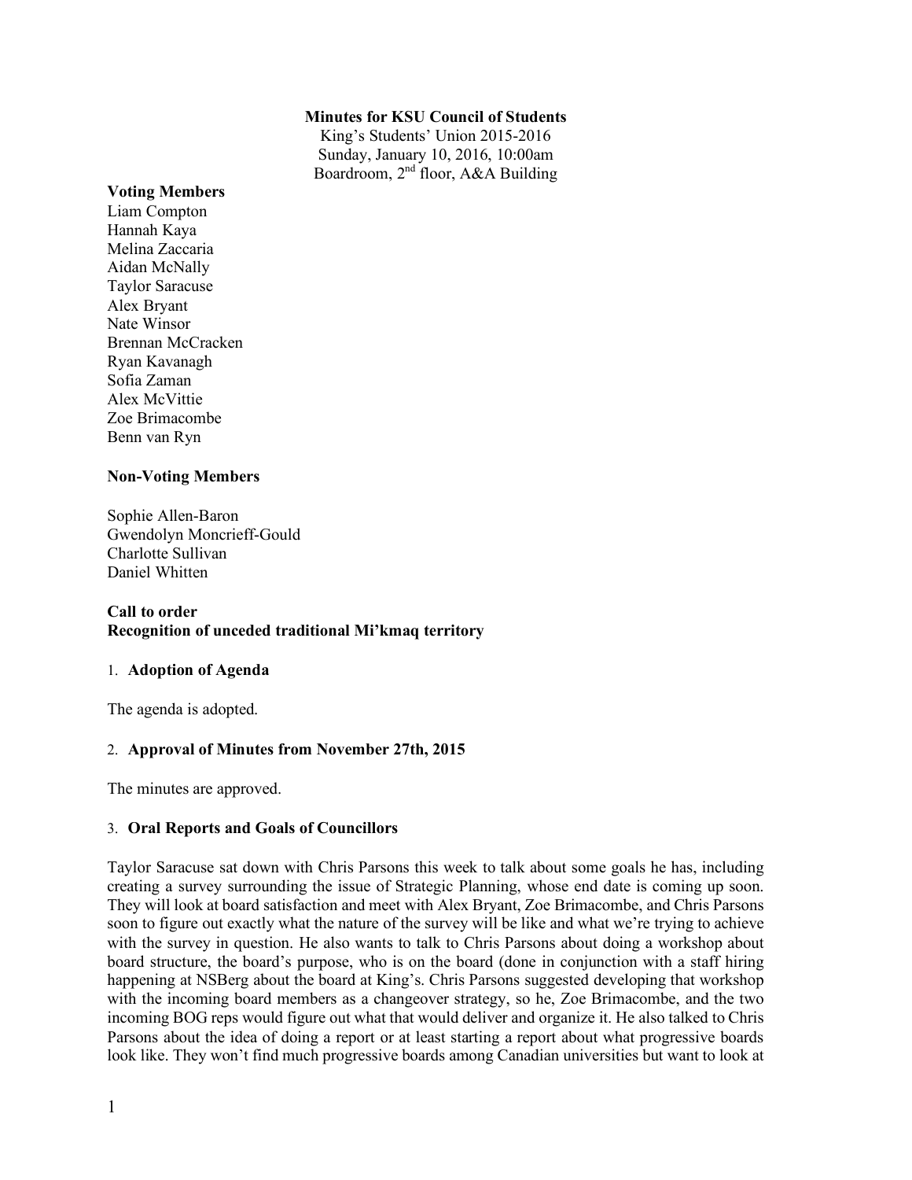**Minutes for KSU Council of Students**

King's Students' Union 2015-2016
Sunday, January 10, 2016, 10:00am
Boardroom, 2nd floor, A&A Building

**Voting Members**

Liam Compton
Hannah Kaya
Melina Zaccaria
Aidan McNally
Taylor Saracuse
Alex Bryant
Nate Winsor
Brennan McCracken
Ryan Kavanagh
Sofia Zaman
Alex McVittie
Zoe Brimacombe
Benn van Ryn

**Non-Voting Members**

Sophie Allen-Baron
Gwendolyn Moncrieff-Gould
Charlotte Sullivan
Daniel Whitten

**Call to order**
**Recognition of unceded traditional Mi'kmaq territory**

1. **Adoption of Agenda**

The agenda is adopted.

2. **Approval of Minutes from November 27th, 2015**

The minutes are approved.

3. **Oral Reports and Goals of Councillors**

Taylor Saracuse sat down with Chris Parsons this week to talk about some goals he has, including creating a survey surrounding the issue of Strategic Planning, whose end date is coming up soon. They will look at board satisfaction and meet with Alex Bryant, Zoe Brimacombe, and Chris Parsons soon to figure out exactly what the nature of the survey will be like and what we're trying to achieve with the survey in question. He also wants to talk to Chris Parsons about doing a workshop about board structure, the board's purpose, who is on the board (done in conjunction with a staff hiring happening at NSBerg about the board at King's. Chris Parsons suggested developing that workshop with the incoming board members as a changeover strategy, so he, Zoe Brimacombe, and the two incoming BOG reps would figure out what that would deliver and organize it. He also talked to Chris Parsons about the idea of doing a report or at least starting a report about what progressive boards look like. They won't find much progressive boards among Canadian universities but want to look at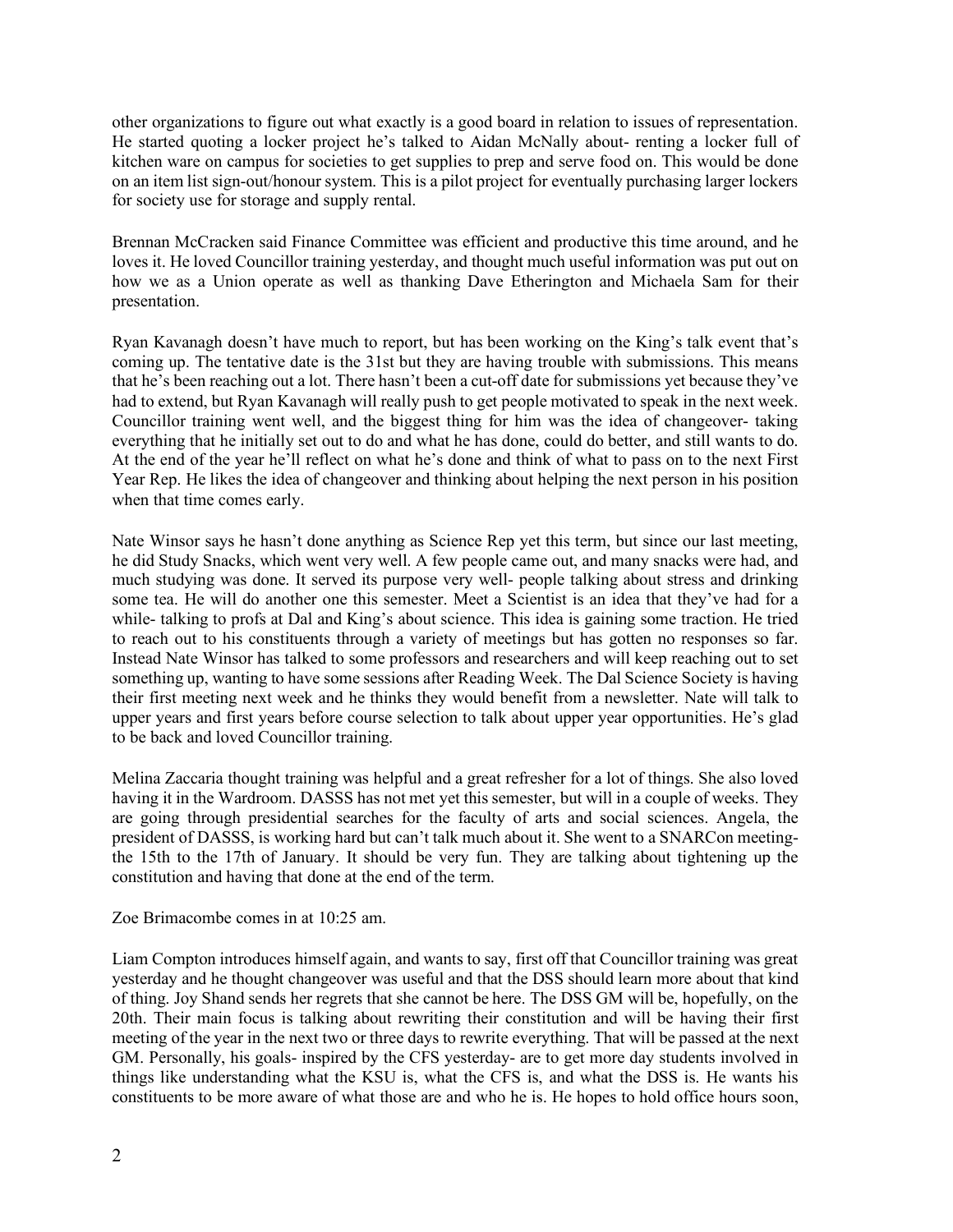other organizations to figure out what exactly is a good board in relation to issues of representation. He started quoting a locker project he's talked to Aidan McNally about- renting a locker full of kitchen ware on campus for societies to get supplies to prep and serve food on. This would be done on an item list sign-out/honour system. This is a pilot project for eventually purchasing larger lockers for society use for storage and supply rental.

Brennan McCracken said Finance Committee was efficient and productive this time around, and he loves it. He loved Councillor training yesterday, and thought much useful information was put out on how we as a Union operate as well as thanking Dave Etherington and Michaela Sam for their presentation.

Ryan Kavanagh doesn't have much to report, but has been working on the King's talk event that's coming up. The tentative date is the 31st but they are having trouble with submissions. This means that he's been reaching out a lot. There hasn't been a cut-off date for submissions yet because they've had to extend, but Ryan Kavanagh will really push to get people motivated to speak in the next week. Councillor training went well, and the biggest thing for him was the idea of changeover- taking everything that he initially set out to do and what he has done, could do better, and still wants to do. At the end of the year he'll reflect on what he's done and think of what to pass on to the next First Year Rep. He likes the idea of changeover and thinking about helping the next person in his position when that time comes early.

Nate Winsor says he hasn't done anything as Science Rep yet this term, but since our last meeting, he did Study Snacks, which went very well. A few people came out, and many snacks were had, and much studying was done. It served its purpose very well- people talking about stress and drinking some tea. He will do another one this semester. Meet a Scientist is an idea that they've had for a while- talking to profs at Dal and King's about science. This idea is gaining some traction. He tried to reach out to his constituents through a variety of meetings but has gotten no responses so far. Instead Nate Winsor has talked to some professors and researchers and will keep reaching out to set something up, wanting to have some sessions after Reading Week. The Dal Science Society is having their first meeting next week and he thinks they would benefit from a newsletter. Nate will talk to upper years and first years before course selection to talk about upper year opportunities. He's glad to be back and loved Councillor training.

Melina Zaccaria thought training was helpful and a great refresher for a lot of things. She also loved having it in the Wardroom. DASSS has not met yet this semester, but will in a couple of weeks. They are going through presidential searches for the faculty of arts and social sciences. Angela, the president of DASSS, is working hard but can't talk much about it. She went to a SNARCon meeting- the 15th to the 17th of January. It should be very fun. They are talking about tightening up the constitution and having that done at the end of the term.

Zoe Brimacombe comes in at 10:25 am.

Liam Compton introduces himself again, and wants to say, first off that Councillor training was great yesterday and he thought changeover was useful and that the DSS should learn more about that kind of thing. Joy Shand sends her regrets that she cannot be here. The DSS GM will be, hopefully, on the 20th. Their main focus is talking about rewriting their constitution and will be having their first meeting of the year in the next two or three days to rewrite everything. That will be passed at the next GM. Personally, his goals- inspired by the CFS yesterday- are to get more day students involved in things like understanding what the KSU is, what the CFS is, and what the DSS is. He wants his constituents to be more aware of what those are and who he is. He hopes to hold office hours soon,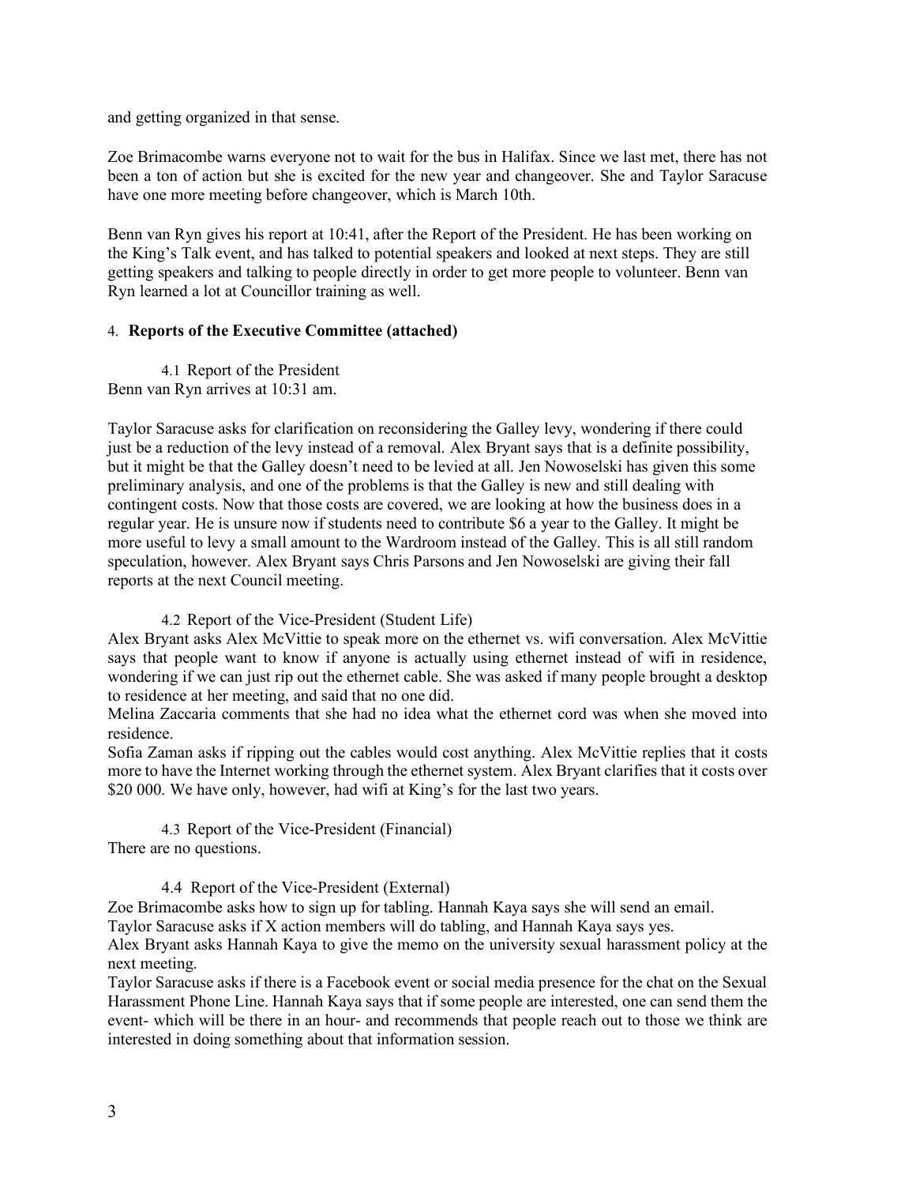and getting organized in that sense.

Zoe Brimacombe warns everyone not to wait for the bus in Halifax. Since we last met, there has not been a ton of action but she is excited for the new year and changeover. She and Taylor Saracuse have one more meeting before changeover, which is March 10th.

Benn van Ryn gives his report at 10:41, after the Report of the President. He has been working on the King's Talk event, and has talked to potential speakers and looked at next steps. They are still getting speakers and talking to people directly in order to get more people to volunteer. Benn van Ryn learned a lot at Councillor training as well.

4. **Reports of the Executive Committee (attached)**

4.1 Report of the President

Benn van Ryn arrives at 10:31 am.

Taylor Saracuse asks for clarification on reconsidering the Galley levy, wondering if there could just be a reduction of the levy instead of a removal. Alex Bryant says that is a definite possibility, but it might be that the Galley doesn't need to be levied at all. Jen Nowoselski has given this some preliminary analysis, and one of the problems is that the Galley is new and still dealing with contingent costs. Now that those costs are covered, we are looking at how the business does in a regular year. He is unsure now if students need to contribute $6 a year to the Galley. It might be more useful to levy a small amount to the Wardroom instead of the Galley. This is all still random speculation, however. Alex Bryant says Chris Parsons and Jen Nowoselski are giving their fall reports at the next Council meeting.

4.2 Report of the Vice-President (Student Life)

Alex Bryant asks Alex McVittie to speak more on the ethernet vs. wifi conversation. Alex McVittie says that people want to know if anyone is actually using ethernet instead of wifi in residence, wondering if we can just rip out the ethernet cable. She was asked if many people brought a desktop to residence at her meeting, and said that no one did.

Melina Zaccaria comments that she had no idea what the ethernet cord was when she moved into residence.

Sofia Zaman asks if ripping out the cables would cost anything. Alex McVittie replies that it costs more to have the Internet working through the ethernet system. Alex Bryant clarifies that it costs over $20 000. We have only, however, had wifi at King's for the last two years.

4.3 Report of the Vice-President (Financial)

There are no questions.

4.4 Report of the Vice-President (External)

Zoe Brimacombe asks how to sign up for tabling. Hannah Kaya says she will send an email.

Taylor Saracuse asks if X action members will do tabling, and Hannah Kaya says yes.

Alex Bryant asks Hannah Kaya to give the memo on the university sexual harassment policy at the next meeting.

Taylor Saracuse asks if there is a Facebook event or social media presence for the chat on the Sexual Harassment Phone Line. Hannah Kaya says that if some people are interested, one can send them the event- which will be there in an hour- and recommends that people reach out to those we think are interested in doing something about that information session.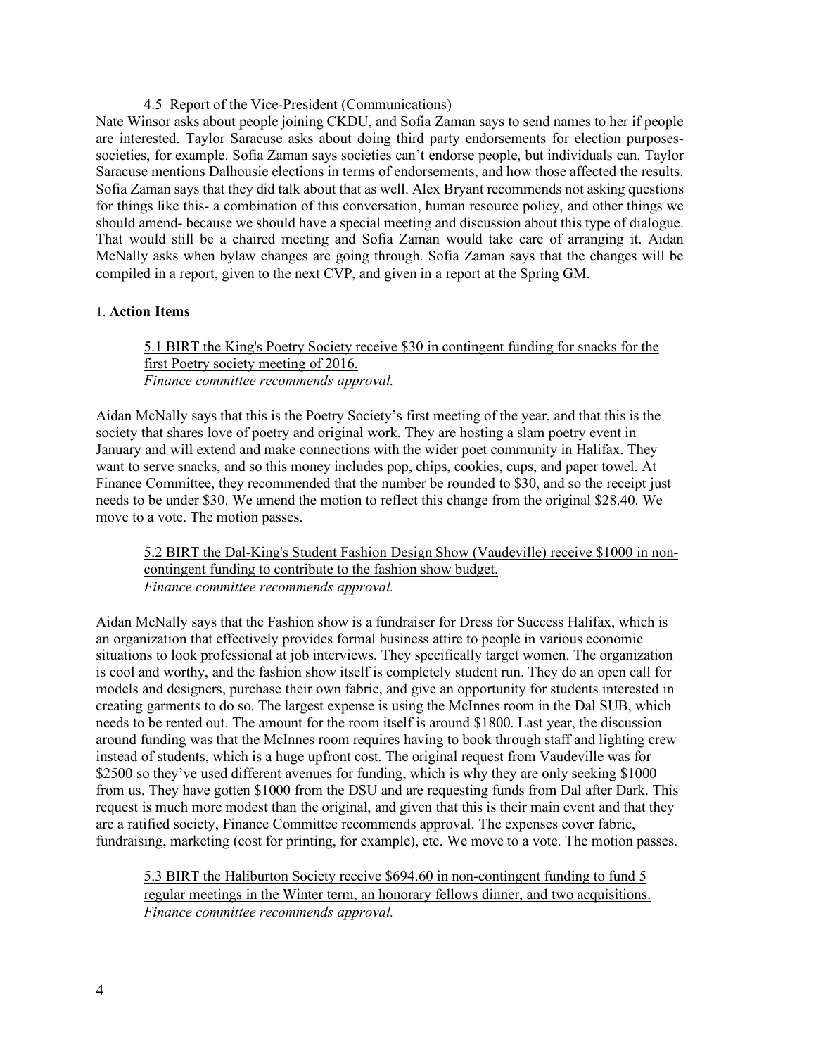4.5 Report of the Vice-President (Communications)

Nate Winsor asks about people joining CKDU, and Sofia Zaman says to send names to her if people are interested. Taylor Saracuse asks about doing third party endorsements for election purposes- societies, for example. Sofia Zaman says societies can't endorse people, but individuals can. Taylor Saracuse mentions Dalhousie elections in terms of endorsements, and how those affected the results. Sofia Zaman says that they did talk about that as well. Alex Bryant recommends not asking questions for things like this- a combination of this conversation, human resource policy, and other things we should amend- because we should have a special meeting and discussion about this type of dialogue. That would still be a chaired meeting and Sofia Zaman would take care of arranging it. Aidan McNally asks when bylaw changes are going through. Sofia Zaman says that the changes will be compiled in a report, given to the next CVP, and given in a report at the Spring GM.

1. **Action Items**

> 5.1 BIRT the King's Poetry Society receive $30 in contingent funding for snacks for the first Poetry society meeting of 2016.
> *Finance committee recommends approval.*

Aidan McNally says that this is the Poetry Society's first meeting of the year, and that this is the society that shares love of poetry and original work. They are hosting a slam poetry event in January and will extend and make connections with the wider poet community in Halifax. They want to serve snacks, and so this money includes pop, chips, cookies, cups, and paper towel. At Finance Committee, they recommended that the number be rounded to $30, and so the receipt just needs to be under $30. We amend the motion to reflect this change from the original $28.40. We move to a vote. The motion passes.

> 5.2 BIRT the Dal-King's Student Fashion Design Show (Vaudeville) receive $1000 in non-contingent funding to contribute to the fashion show budget.
> *Finance committee recommends approval.*

Aidan McNally says that the Fashion show is a fundraiser for Dress for Success Halifax, which is an organization that effectively provides formal business attire to people in various economic situations to look professional at job interviews. They specifically target women. The organization is cool and worthy, and the fashion show itself is completely student run. They do an open call for models and designers, purchase their own fabric, and give an opportunity for students interested in creating garments to do so. The largest expense is using the McInnes room in the Dal SUB, which needs to be rented out. The amount for the room itself is around $1800. Last year, the discussion around funding was that the McInnes room requires having to book through staff and lighting crew instead of students, which is a huge upfront cost. The original request from Vaudeville was for $2500 so they've used different avenues for funding, which is why they are only seeking $1000 from us. They have gotten $1000 from the DSU and are requesting funds from Dal after Dark. This request is much more modest than the original, and given that this is their main event and that they are a ratified society, Finance Committee recommends approval. The expenses cover fabric, fundraising, marketing (cost for printing, for example), etc. We move to a vote. The motion passes.

> 5.3 BIRT the Haliburton Society receive $694.60 in non-contingent funding to fund 5 regular meetings in the Winter term, an honorary fellows dinner, and two acquisitions.
> *Finance committee recommends approval.*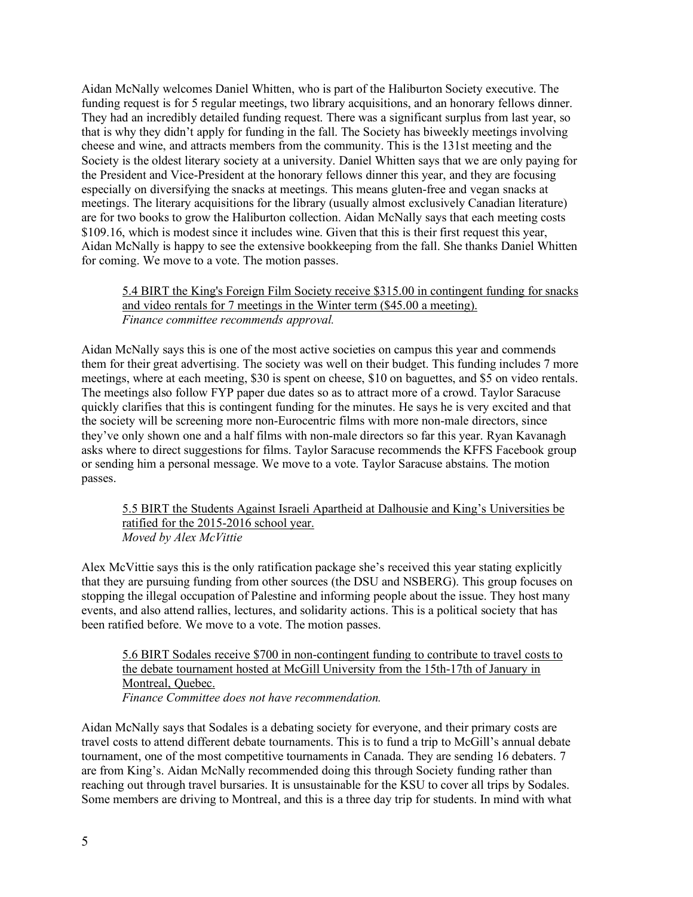Aidan McNally welcomes Daniel Whitten, who is part of the Haliburton Society executive. The funding request is for 5 regular meetings, two library acquisitions, and an honorary fellows dinner. They had an incredibly detailed funding request. There was a significant surplus from last year, so that is why they didn't apply for funding in the fall. The Society has biweekly meetings involving cheese and wine, and attracts members from the community. This is the 131st meeting and the Society is the oldest literary society at a university. Daniel Whitten says that we are only paying for the President and Vice-President at the honorary fellows dinner this year, and they are focusing especially on diversifying the snacks at meetings. This means gluten-free and vegan snacks at meetings. The literary acquisitions for the library (usually almost exclusively Canadian literature) are for two books to grow the Haliburton collection. Aidan McNally says that each meeting costs $109.16, which is modest since it includes wine. Given that this is their first request this year, Aidan McNally is happy to see the extensive bookkeeping from the fall. She thanks Daniel Whitten for coming. We move to a vote. The motion passes.

> <u>5.4 BIRT the King's Foreign Film Society receive $315.00 in contingent funding for snacks and video rentals for 7 meetings in the Winter term ($45.00 a meeting).</u>
> *Finance committee recommends approval.*

Aidan McNally says this is one of the most active societies on campus this year and commends them for their great advertising. The society was well on their budget. This funding includes 7 more meetings, where at each meeting, $30 is spent on cheese, $10 on baguettes, and $5 on video rentals. The meetings also follow FYP paper due dates so as to attract more of a crowd. Taylor Saracuse quickly clarifies that this is contingent funding for the minutes. He says he is very excited and that the society will be screening more non-Eurocentric films with more non-male directors, since they've only shown one and a half films with non-male directors so far this year. Ryan Kavanagh asks where to direct suggestions for films. Taylor Saracuse recommends the KFFS Facebook group or sending him a personal message. We move to a vote. Taylor Saracuse abstains. The motion passes.

> <u>5.5 BIRT the Students Against Israeli Apartheid at Dalhousie and King's Universities be ratified for the 2015-2016 school year.</u>
> *Moved by Alex McVittie*

Alex McVittie says this is the only ratification package she's received this year stating explicitly that they are pursuing funding from other sources (the DSU and NSBERG). This group focuses on stopping the illegal occupation of Palestine and informing people about the issue. They host many events, and also attend rallies, lectures, and solidarity actions. This is a political society that has been ratified before. We move to a vote. The motion passes.

> <u>5.6 BIRT Sodales receive $700 in non-contingent funding to contribute to travel costs to the debate tournament hosted at McGill University from the 15th-17th of January in Montreal, Quebec.</u>
> *Finance Committee does not have recommendation.*

Aidan McNally says that Sodales is a debating society for everyone, and their primary costs are travel costs to attend different debate tournaments. This is to fund a trip to McGill's annual debate tournament, one of the most competitive tournaments in Canada. They are sending 16 debaters. 7 are from King's. Aidan McNally recommended doing this through Society funding rather than reaching out through travel bursaries. It is unsustainable for the KSU to cover all trips by Sodales. Some members are driving to Montreal, and this is a three day trip for students. In mind with what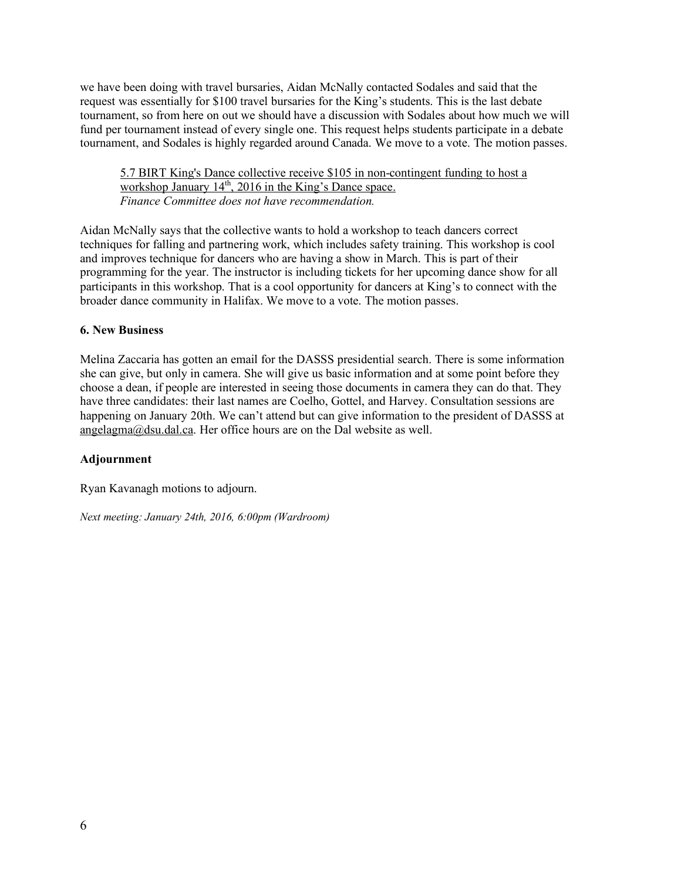we have been doing with travel bursaries, Aidan McNally contacted Sodales and said that the request was essentially for $100 travel bursaries for the King's students. This is the last debate tournament, so from here on out we should have a discussion with Sodales about how much we will fund per tournament instead of every single one. This request helps students participate in a debate tournament, and Sodales is highly regarded around Canada. We move to a vote. The motion passes.

> <u>5.7 BIRT King's Dance collective receive $105 in non-contingent funding to host a workshop January 14th, 2016 in the King's Dance space.</u>
> *Finance Committee does not have recommendation.*

Aidan McNally says that the collective wants to hold a workshop to teach dancers correct techniques for falling and partnering work, which includes safety training. This workshop is cool and improves technique for dancers who are having a show in March. This is part of their programming for the year. The instructor is including tickets for her upcoming dance show for all participants in this workshop. That is a cool opportunity for dancers at King's to connect with the broader dance community in Halifax. We move to a vote. The motion passes.

**6. New Business**

Melina Zaccaria has gotten an email for the DASSS presidential search. There is some information she can give, but only in camera. She will give us basic information and at some point before they choose a dean, if people are interested in seeing those documents in camera they can do that. They have three candidates: their last names are Coelho, Gottel, and Harvey. Consultation sessions are happening on January 20th. We can't attend but can give information to the president of DASSS at angelagma@dsu.dal.ca. Her office hours are on the Dal website as well.

**Adjournment**

Ryan Kavanagh motions to adjourn.

*Next meeting: January 24th, 2016, 6:00pm (Wardroom)*